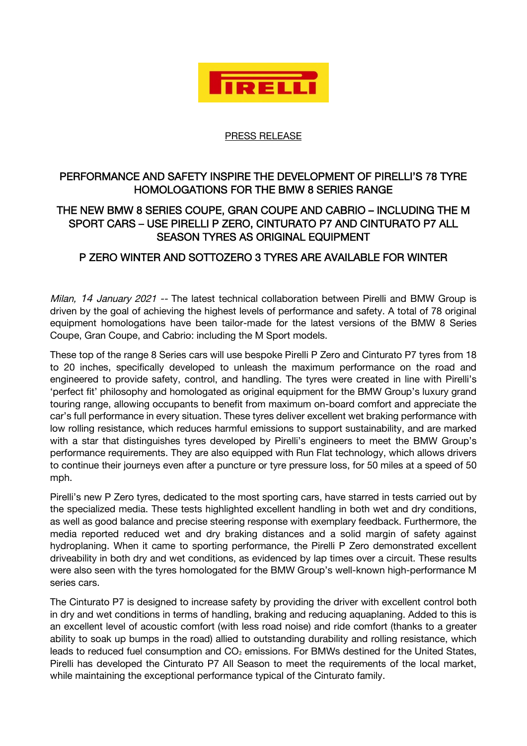PIRELLI

PRESS RELEASE

## PERFORMANCE AND SAFETY INSPIRE THE DEVELOPMENT OF PIRELLI'S 78 TYRE HOMOLOGATIONS FOR THE BMW 8 SERIES RANGE

## THE NEW BMW 8 SERIES COUPE, GRAN COUPE AND CABRIO – INCLUDING THE M SPORT CARS – USE PIRELLI P ZERO, CINTURATO P7 AND CINTURATO P7 ALL SEASON TYRES AS ORIGINAL EQUIPMENT

## P ZERO WINTER AND SOTTOZERO 3 TYRES ARE AVAILABLE FOR WINTER

*Milan, 14 January 2021* -- The latest technical collaboration between Pirelli and BMW Group is driven by the goal of achieving the highest levels of performance and safety. A total of 78 original equipment homologations have been tailor-made for the latest versions of the BMW 8 Series Coupe, Gran Coupe, and Cabrio: including the M Sport models.

These top of the range 8 Series cars will use bespoke Pirelli P Zero and Cinturato P7 tyres from 18 to 20 inches, specifically developed to unleash the maximum performance on the road and engineered to provide safety, control, and handling. The tyres were created in line with Pirelli's 'perfect fit' philosophy and homologated as original equipment for the BMW Group's luxury grand touring range, allowing occupants to benefit from maximum on-board comfort and appreciate the car's full performance in every situation. These tyres deliver excellent wet braking performance with low rolling resistance, which reduces harmful emissions to support sustainability, and are marked with a star that distinguishes tyres developed by Pirelli's engineers to meet the BMW Group's performance requirements. They are also equipped with Run Flat technology, which allows drivers to continue their journeys even after a puncture or tyre pressure loss, for 50 miles at a speed of 50 mph.

Pirelli's new P Zero tyres, dedicated to the most sporting cars, have starred in tests carried out by the specialized media. These tests highlighted excellent handling in both wet and dry conditions, as well as good balance and precise steering response with exemplary feedback. Furthermore, the media reported reduced wet and dry braking distances and a solid margin of safety against hydroplaning. When it came to sporting performance, the Pirelli P Zero demonstrated excellent driveability in both dry and wet conditions, as evidenced by lap times over a circuit. These results were also seen with the tyres homologated for the BMW Group's well-known high-performance M series cars.

The Cinturato P7 is designed to increase safety by providing the driver with excellent control both in dry and wet conditions in terms of handling, braking and reducing aquaplaning. Added to this is an excellent level of acoustic comfort (with less road noise) and ride comfort (thanks to a greater ability to soak up bumps in the road) allied to outstanding durability and rolling resistance, which leads to reduced fuel consumption and $CO_2$ emissions. For BMWs destined for the United States, Pirelli has developed the Cinturato P7 All Season to meet the requirements of the local market, while maintaining the exceptional performance typical of the Cinturato family.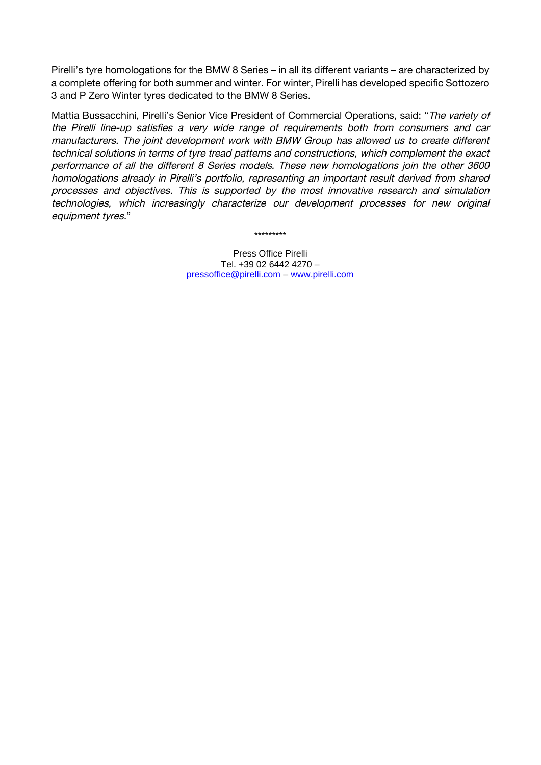Pirelli’s tyre homologations for the BMW 8 Series – in all its different variants – are characterized by a complete offering for both summer and winter. For winter, Pirelli has developed specific Sottozero 3 and P Zero Winter tyres dedicated to the BMW 8 Series.

Mattia Bussacchini, Pirelli’s Senior Vice President of Commercial Operations, said: “*The variety of the Pirelli line-up satisfies a very wide range of requirements both from consumers and car manufacturers. The joint development work with BMW Group has allowed us to create different technical solutions in terms of tyre tread patterns and constructions, which complement the exact performance of all the different 8 Series models. These new homologations join the other 3600 homologations already in Pirelli’s portfolio, representing an important result derived from shared processes and objectives. This is supported by the most innovative research and simulation technologies, which increasingly characterize our development processes for new original equipment tyres.*”

*********

Press Office Pirelli
Tel. +39 02 6442 4270 –
pressoffice@pirelli.com – www.pirelli.com